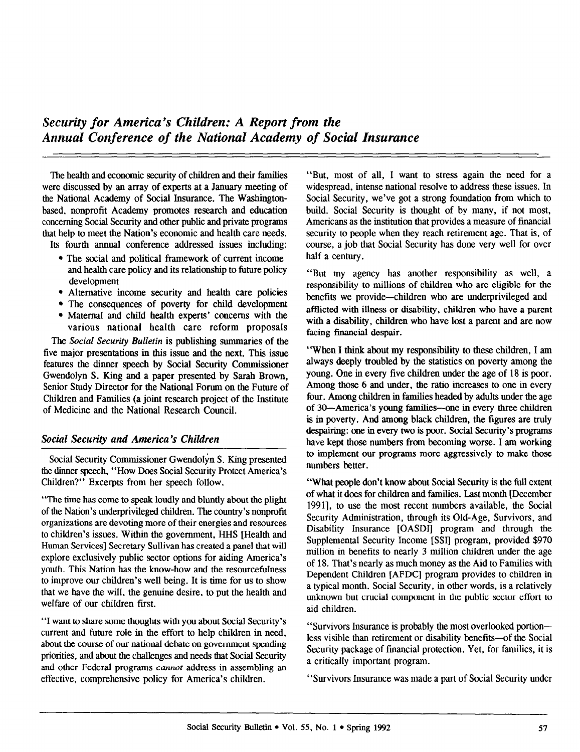# *Security for America's Children: A Report from the Annual Conference of the National Academy of Social Insurance*

The health and economic security of children and their families were discussed by an array of experts at a January meeting of the National Academy of Social Insurance. The Washington-based, nonprofit Academy promotes research and education concerning Social Security and other public and private programs that help to meet the Nation's economic and health care needs.

Its fourth annual conference addressed issues including:

- The social and political framework of current income and health care policy and its relationship to future policy development
- Alternative income security and health care policies
- The consequences of poverty for child development
- Maternal and child health experts' concerns with the various national health care reform proposals

The *Social Security Bulletin* is publishing summaries of the five major presentations in this issue and the next. This issue features the dinner speech by Social Security Commissioner Gwendolyn S. King and a paper presented by Sarah Brown, Senior Study Director for the National Forum on the Future of Children and Families (a joint research project of the Institute of Medicine and the National Research Council.

## *Social Security and America's Children*

Social Security Commissioner Gwendolyn S. King presented the dinner speech, "How Does Social Security Protect America's Children?" Excerpts from her speech follow.

"The time has come to speak loudly and bluntly about the plight of the Nation's underprivileged children. The country's nonprofit organizations are devoting more of their energies and resources to children's issues. Within the government, HHS [Health and Human Services] Secretary Sullivan has created a panel that will explore exclusively public sector options for aiding America's youth. This Nation has the know-how and the resourcefulness to improve our children's well being. It is time for us to show that we have the will, the genuine desire, to put the health and welfare of our children first.

"I want to share some thoughts with you about Social Security's current and future role in the effort to help children in need, about the course of our national debate on government spending priorities, and about the challenges and needs that Social Security and other Federal programs *cannot* address in assembling an effective, comprehensive policy for America's children.

"But, most of all, I want to stress again the need for a widespread, intense national resolve to address these issues. In Social Security, we've got a strong foundation from which to build. Social Security is thought of by many, if not most, Americans as the institution that provides a measure of financial security to people when they reach retirement age. That is, of course, a job that Social Security has done very well for over half a century.

"But my agency has another responsibility as well, a responsibility to millions of children who are eligible for the benefits we provide—children who are underprivileged and afflicted with illness or disability, children who have a parent with a disability, children who have lost a parent and are now facing financial despair.

"When I think about my responsibility to these children, I am always deeply troubled by the statistics on poverty among the young. One in every five children under the age of 18 is poor. Among those 6 and under, the ratio increases to one in every four. Among children in families headed by adults under the age of 30—America's young families—one in every three children is in poverty. And among black children, the figures are truly despairing: one in every two is poor. Social Security's programs have kept those numbers from becoming worse. I am working to implement our programs more aggressively to make those numbers better.

"What people don't know about Social Security is the full extent of what it does for children and families. Last month [December 1991], to use the most recent numbers available, the Social Security Administration, through its Old-Age, Survivors, and Disability Insurance [OASDI] program and through the Supplemental Security Income [SSI] program, provided $970 million in benefits to nearly 3 million children under the age of 18. That's nearly as much money as the Aid to Families with Dependent Children [AFDC] program provides to children in a typical month. Social Security, in other words, is a relatively unknown but crucial component in the public sector effort to aid children.

"Survivors Insurance is probably the most overlooked portion—less visible than retirement or disability benefits—of the Social Security package of financial protection. Yet, for families, it is a critically important program.

"Survivors Insurance was made a part of Social Security under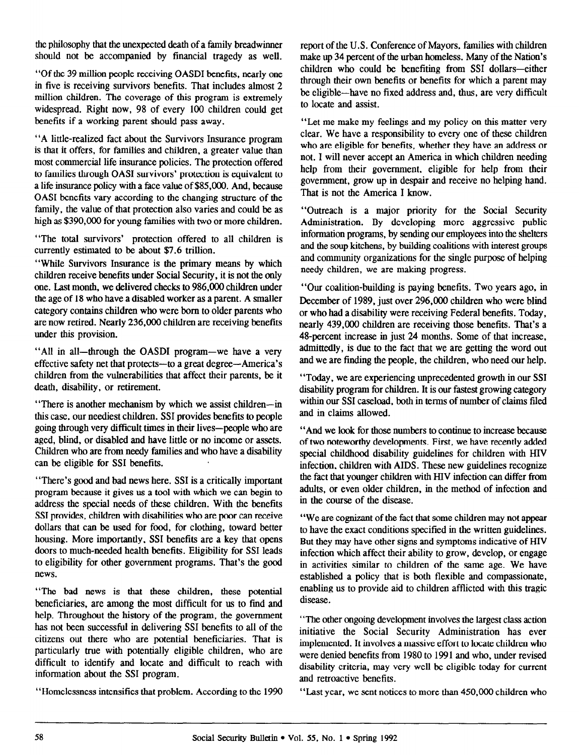the philosophy that the unexpected death of a family breadwinner should not be accompanied by financial tragedy as well.

"Of the 39 million people receiving OASDI benefits, nearly one in five is receiving survivors benefits. That includes almost 2 million children. The coverage of this program is extremely widespread. Right now, 98 of every 100 children could get benefits if a working parent should pass away.

"A little-realized fact about the Survivors Insurance program is that it offers, for families and children, a greater value than most commercial life insurance policies. The protection offered to families through OASI survivors' protection is equivalent to a life insurance policy with a face value of $85,000. And, because OASI benefits vary according to the changing structure of the family, the value of that protection also varies and could be as high as $390,000 for young families with two or more children.

"The total survivors' protection offered to all children is currently estimated to be about $7.6 trillion.

"While Survivors Insurance is the primary means by which children receive benefits under Social Security, it is not the only one. Last month, we delivered checks to 986,000 children under the age of 18 who have a disabled worker as a parent. A smaller category contains children who were born to older parents who are now retired. Nearly 236,000 children are receiving benefits under this provision.

"All in all—through the OASDI program—we have a very effective safety net that protects—to a great degree—America's children from the vulnerabilities that affect their parents, be it death, disability, or retirement.

"There is another mechanism by which we assist children—in this case, our neediest children. SSI provides benefits to people going through very difficult times in their lives—people who are aged, blind, or disabled and have little or no income or assets. Children who are from needy families and who have a disability can be eligible for SSI benefits.

"There's good and bad news here. SSI is a critically important program because it gives us a tool with which we can begin to address the special needs of these children. With the benefits SSI provides, children with disabilities who are poor can receive dollars that can be used for food, for clothing, toward better housing. More importantly, SSI benefits are a key that opens doors to much-needed health benefits. Eligibility for SSI leads to eligibility for other government programs. That's the good news.

"The bad news is that these children, these potential beneficiaries, are among the most difficult for us to find and help. Throughout the history of the program, the government has not been successful in delivering SSI benefits to all of the citizens out there who are potential beneficiaries. That is particularly true with potentially eligible children, who are difficult to identify and locate and difficult to reach with information about the SSI program.

"Homelessness intensifies that problem. According to the 1990 report of the U.S. Conference of Mayors, families with children make up 34 percent of the urban homeless. Many of the Nation's children who could be benefiting from SSI dollars—either through their own benefits or benefits for which a parent may be eligible—have no fixed address and, thus, are very difficult to locate and assist.

"Let me make my feelings and my policy on this matter very clear. We have a responsibility to every one of these children who are eligible for benefits, whether they have an address or not. I will never accept an America in which children needing help from their government, eligible for help from their government, grow up in despair and receive no helping hand. That is not the America I know.

"Outreach is a major priority for the Social Security Administration. By developing more aggressive public information programs, by sending our employees into the shelters and the soup kitchens, by building coalitions with interest groups and community organizations for the single purpose of helping needy children, we are making progress.

"Our coalition-building is paying benefits. Two years ago, in December of 1989, just over 296,000 children who were blind or who had a disability were receiving Federal benefits. Today, nearly 439,000 children are receiving those benefits. That's a 48-percent increase in just 24 months. Some of that increase, admittedly, is due to the fact that we are getting the word out and we are finding the people, the children, who need our help.

"Today, we are experiencing unprecedented growth in our SSI disability program for children. It is our fastest growing category within our SSI caseload, both in terms of number of claims filed and in claims allowed.

"And we look for those numbers to continue to increase because of two noteworthy developments. First, we have recently added special childhood disability guidelines for children with HIV infection, children with AIDS. These new guidelines recognize the fact that younger children with HIV infection can differ from adults, or even older children, in the method of infection and in the course of the disease.

"We are cognizant of the fact that some children may not appear to have the exact conditions specified in the written guidelines. But they may have other signs and symptoms indicative of HIV infection which affect their ability to grow, develop, or engage in activities similar to children of the same age. We have established a policy that is both flexible and compassionate, enabling us to provide aid to children afflicted with this tragic disease.

"The other ongoing development involves the largest class action initiative the Social Security Administration has ever implemented. It involves a massive effort to locate children who were denied benefits from 1980 to 1991 and who, under revised disability criteria, may very well be eligible today for current and retroactive benefits.

"Last year, we sent notices to more than 450,000 children who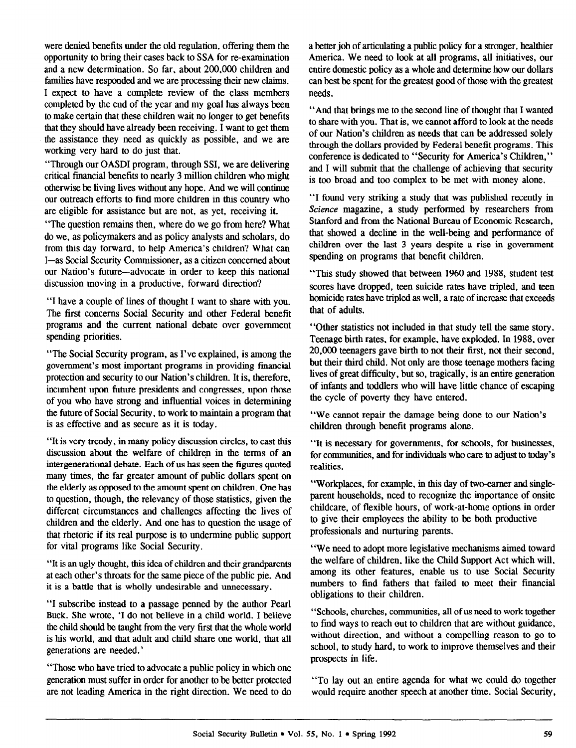were denied benefits under the old regulation, offering them the opportunity to bring their cases back to SSA for re-examination and a new determination. So far, about 200,000 children and families have responded and we are processing their new claims. I expect to have a complete review of the class members completed by the end of the year and my goal has always been to make certain that these children wait no longer to get benefits that they should have already been receiving. I want to get them the assistance they need as quickly as possible, and we are working very hard to do just that.

"Through our OASDI program, through SSI, we are delivering critical financial benefits to nearly 3 million children who might otherwise be living lives without any hope. And we will continue our outreach efforts to find more children in this country who are eligible for assistance but are not, as yet, receiving it.

"The question remains then, where do we go from here? What do we, as policymakers and as policy analysts and scholars, do from this day forward, to help America's children? What can I—as Social Security Commissioner, as a citizen concerned about our Nation's future—advocate in order to keep this national discussion moving in a productive, forward direction?

"I have a couple of lines of thought I want to share with you. The first concerns Social Security and other Federal benefit programs and the current national debate over government spending priorities.

"The Social Security program, as I've explained, is among the government's most important programs in providing financial protection and security to our Nation's children. It is, therefore, incumbent upon future presidents and congresses, upon those of you who have strong and influential voices in determining the future of Social Security, to work to maintain a program that is as effective and as secure as it is today.

"It is very trendy, in many policy discussion circles, to cast this discussion about the welfare of children in the terms of an intergenerational debate. Each of us has seen the figures quoted many times, the far greater amount of public dollars spent on the elderly as opposed to the amount spent on children. One has to question, though, the relevancy of those statistics, given the different circumstances and challenges affecting the lives of children and the elderly. And one has to question the usage of that rhetoric if its real purpose is to undermine public support for vital programs like Social Security.

"It is an ugly thought, this idea of children and their grandparents at each other's throats for the same piece of the public pie. And it is a battle that is wholly undesirable and unnecessary.

"I subscribe instead to a passage penned by the author Pearl Buck. She wrote, 'I do not believe in a child world. I believe the child should be taught from the very first that the whole world is his world, and that adult and child share one world, that all generations are needed.'

"Those who have tried to advocate a public policy in which one generation must suffer in order for another to be better protected are not leading America in the right direction. We need to do a better job of articulating a public policy for a stronger, healthier America. We need to look at all programs, all initiatives, our entire domestic policy as a whole and determine how our dollars can best be spent for the greatest good of those with the greatest needs.

"And that brings me to the second line of thought that I wanted to share with you. That is, we cannot afford to look at the needs of our Nation's children as needs that can be addressed solely through the dollars provided by Federal benefit programs. This conference is dedicated to "Security for America's Children," and I will submit that the challenge of achieving that security is too broad and too complex to be met with money alone.

"I found very striking a study that was published recently in *Science* magazine, a study performed by researchers from Stanford and from the National Bureau of Economic Research, that showed a decline in the well-being and performance of children over the last 3 years despite a rise in government spending on programs that benefit children.

"This study showed that between 1960 and 1988, student test scores have dropped, teen suicide rates have tripled, and teen homicide rates have tripled as well, a rate of increase that exceeds that of adults.

"Other statistics not included in that study tell the same story. Teenage birth rates, for example, have exploded. In 1988, over 20,000 teenagers gave birth to not their first, not their second, but their third child. Not only are those teenage mothers facing lives of great difficulty, but so, tragically, is an entire generation of infants and toddlers who will have little chance of escaping the cycle of poverty they have entered.

"We cannot repair the damage being done to our Nation's children through benefit programs alone.

"It is necessary for governments, for schools, for businesses, for communities, and for individuals who care to adjust to today's realities.

"Workplaces, for example, in this day of two-earner and single-parent households, need to recognize the importance of onsite childcare, of flexible hours, of work-at-home options in order to give their employees the ability to be both productive professionals and nurturing parents.

"We need to adopt more legislative mechanisms aimed toward the welfare of children, like the Child Support Act which will, among its other features, enable us to use Social Security numbers to find fathers that failed to meet their financial obligations to their children.

"Schools, churches, communities, all of us need to work together to find ways to reach out to children that are without guidance, without direction, and without a compelling reason to go to school, to study hard, to work to improve themselves and their prospects in life.

"To lay out an entire agenda for what we could do together would require another speech at another time. Social Security,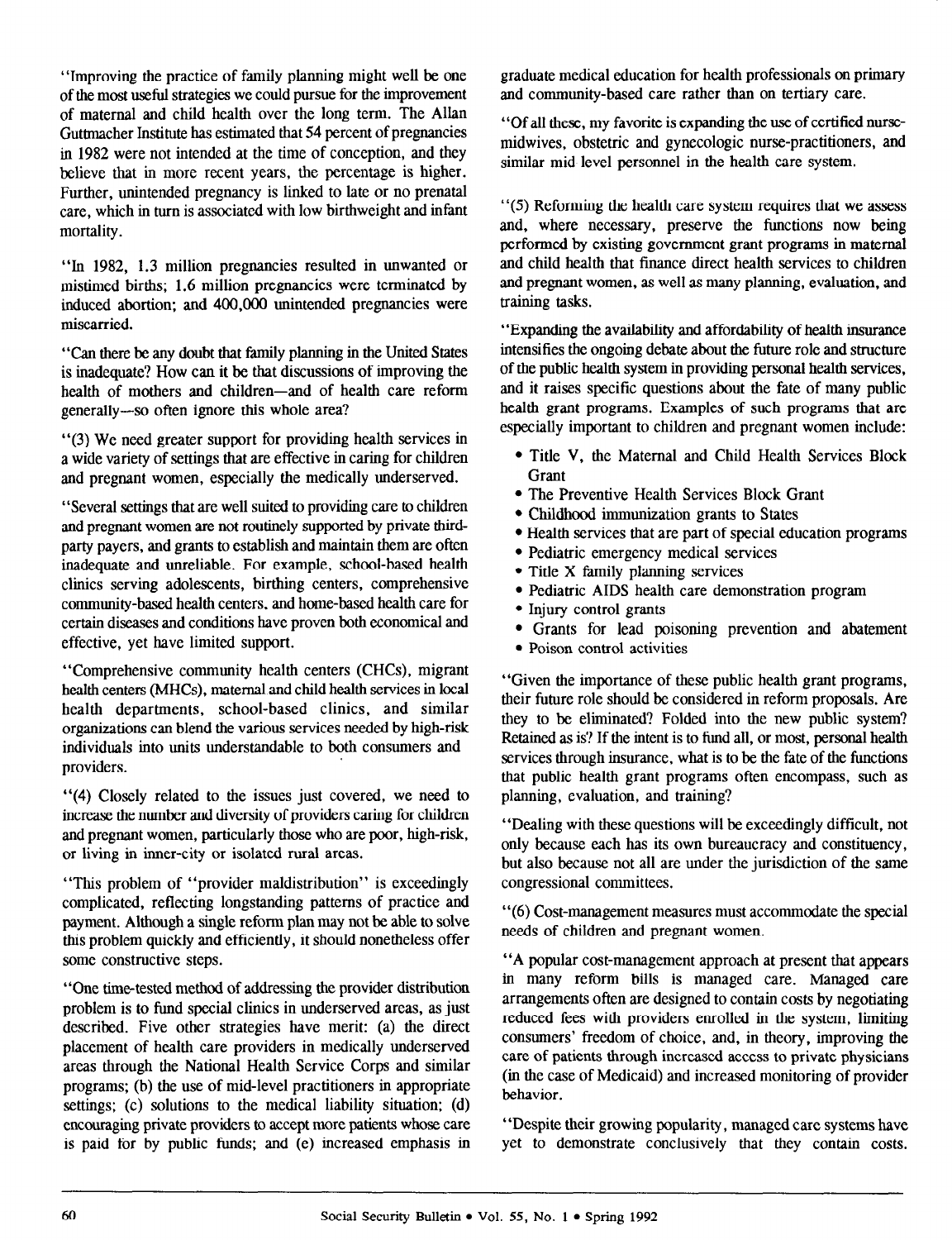"Improving the practice of family planning might well be one of the most useful strategies we could pursue for the improvement of maternal and child health over the long term. The Allan Guttmacher Institute has estimated that 54 percent of pregnancies in 1982 were not intended at the time of conception, and they believe that in more recent years, the percentage is higher. Further, unintended pregnancy is linked to late or no prenatal care, which in turn is associated with low birthweight and infant mortality.

"In 1982, 1.3 million pregnancies resulted in unwanted or mistimed births; 1.6 million pregnancies were terminated by induced abortion; and 400,000 unintended pregnancies were miscarried.

"Can there be any doubt that family planning in the United States is inadequate? How can it be that discussions of improving the health of mothers and children—and of health care reform generally—so often ignore this whole area?

"(3) We need greater support for providing health services in a wide variety of settings that are effective in caring for children and pregnant women, especially the medically underserved.

"Several settings that are well suited to providing care to children and pregnant women are not routinely supported by private third-party payers, and grants to establish and maintain them are often inadequate and unreliable. For example, school-based health clinics serving adolescents, birthing centers, comprehensive community-based health centers, and home-based health care for certain diseases and conditions have proven both economical and effective, yet have limited support.

"Comprehensive community health centers (CHCs), migrant health centers (MHCs), maternal and child health services in local health departments, school-based clinics, and similar organizations can blend the various services needed by high-risk individuals into units understandable to both consumers and providers.

"(4) Closely related to the issues just covered, we need to increase the number and diversity of providers caring for children and pregnant women, particularly those who are poor, high-risk, or living in inner-city or isolated rural areas.

"This problem of "provider maldistribution" is exceedingly complicated, reflecting longstanding patterns of practice and payment. Although a single reform plan may not be able to solve this problem quickly and efficiently, it should nonetheless offer some constructive steps.

"One time-tested method of addressing the provider distribution problem is to fund special clinics in underserved areas, as just described. Five other strategies have merit: (a) the direct placement of health care providers in medically underserved areas through the National Health Service Corps and similar programs; (b) the use of mid-level practitioners in appropriate settings; (c) solutions to the medical liability situation; (d) encouraging private providers to accept more patients whose care is paid for by public funds; and (e) increased emphasis in graduate medical education for health professionals on primary and community-based care rather than on tertiary care.

"Of all these, my favorite is expanding the use of certified nurse-midwives, obstetric and gynecologic nurse-practitioners, and similar mid level personnel in the health care system.

"(5) Reforming the health care system requires that we assess and, where necessary, preserve the functions now being performed by existing government grant programs in maternal and child health that finance direct health services to children and pregnant women, as well as many planning, evaluation, and training tasks.

"Expanding the availability and affordability of health insurance intensifies the ongoing debate about the future role and structure of the public health system in providing personal health services, and it raises specific questions about the fate of many public health grant programs. Examples of such programs that are especially important to children and pregnant women include:

- Title V, the Maternal and Child Health Services Block Grant
- The Preventive Health Services Block Grant
- Childhood immunization grants to States
- Health services that are part of special education programs
- Pediatric emergency medical services
- Title X family planning services
- Pediatric AIDS health care demonstration program
- Injury control grants
- Grants for lead poisoning prevention and abatement
- Poison control activities

"Given the importance of these public health grant programs, their future role should be considered in reform proposals. Are they to be eliminated? Folded into the new public system? Retained as is? If the intent is to fund all, or most, personal health services through insurance, what is to be the fate of the functions that public health grant programs often encompass, such as planning, evaluation, and training?

"Dealing with these questions will be exceedingly difficult, not only because each has its own bureaucracy and constituency, but also because not all are under the jurisdiction of the same congressional committees.

"(6) Cost-management measures must accommodate the special needs of children and pregnant women.

"A popular cost-management approach at present that appears in many reform bills is managed care. Managed care arrangements often are designed to contain costs by negotiating reduced fees with providers enrolled in the system, limiting consumers' freedom of choice, and, in theory, improving the care of patients through increased access to private physicians (in the case of Medicaid) and increased monitoring of provider behavior.

"Despite their growing popularity, managed care systems have yet to demonstrate conclusively that they contain costs.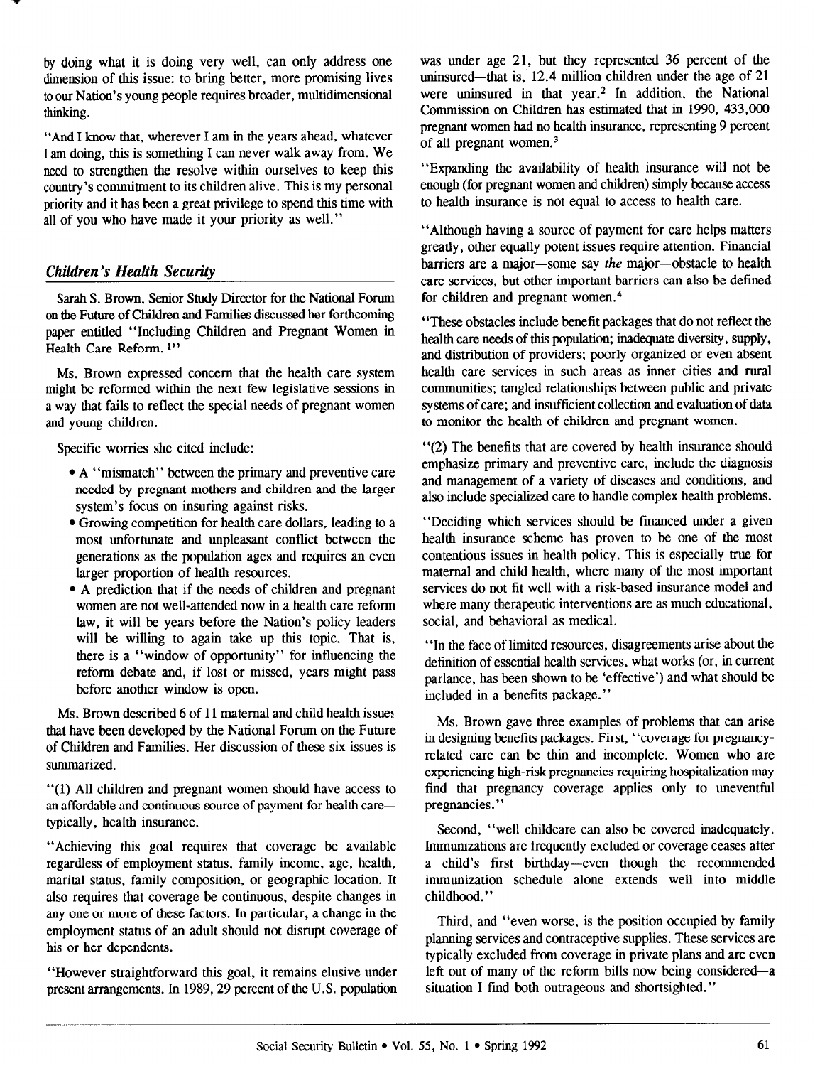by doing what it is doing very well, can only address one dimension of this issue: to bring better, more promising lives to our Nation's young people requires broader, multidimensional thinking.

"And I know that, wherever I am in the years ahead, whatever I am doing, this is something I can never walk away from. We need to strengthen the resolve within ourselves to keep this country's commitment to its children alive. This is my personal priority and it has been a great privilege to spend this time with all of you who have made it your priority as well."

## *Children's Health Security*

Sarah S. Brown, Senior Study Director for the National Forum on the Future of Children and Families discussed her forthcoming paper entitled "Including Children and Pregnant Women in Health Care Reform.[1]"

Ms. Brown expressed concern that the health care system might be reformed within the next few legislative sessions in a way that fails to reflect the special needs of pregnant women and young children.

Specific worries she cited include:

- A "mismatch" between the primary and preventive care needed by pregnant mothers and children and the larger system's focus on insuring against risks.
- Growing competition for health care dollars, leading to a most unfortunate and unpleasant conflict between the generations as the population ages and requires an even larger proportion of health resources.
- A prediction that if the needs of children and pregnant women are not well-attended now in a health care reform law, it will be years before the Nation's policy leaders will be willing to again take up this topic. That is, there is a "window of opportunity" for influencing the reform debate and, if lost or missed, years might pass before another window is open.

Ms. Brown described 6 of 11 maternal and child health issues that have been developed by the National Forum on the Future of Children and Families. Her discussion of these six issues is summarized.

"(1) All children and pregnant women should have access to an affordable and continuous source of payment for health care—typically, health insurance.

"Achieving this goal requires that coverage be available regardless of employment status, family income, age, health, marital status, family composition, or geographic location. It also requires that coverage be continuous, despite changes in any one or more of these factors. In particular, a change in the employment status of an adult should not disrupt coverage of his or her dependents.

"However straightforward this goal, it remains elusive under present arrangements. In 1989, 29 percent of the U.S. population was under age 21, but they represented 36 percent of the uninsured—that is, 12.4 million children under the age of 21 were uninsured in that year.[2] In addition, the National Commission on Children has estimated that in 1990, 433,000 pregnant women had no health insurance, representing 9 percent of all pregnant women.[3]

"Expanding the availability of health insurance will not be enough (for pregnant women and children) simply because access to health insurance is not equal to access to health care.

"Although having a source of payment for care helps matters greatly, other equally potent issues require attention. Financial barriers are a major—some say *the* major—obstacle to health care services, but other important barriers can also be defined for children and pregnant women.[4]

"These obstacles include benefit packages that do not reflect the health care needs of this population; inadequate diversity, supply, and distribution of providers; poorly organized or even absent health care services in such areas as inner cities and rural communities; tangled relationships between public and private systems of care; and insufficient collection and evaluation of data to monitor the health of children and pregnant women.

"(2) The benefits that are covered by health insurance should emphasize primary and preventive care, include the diagnosis and management of a variety of diseases and conditions, and also include specialized care to handle complex health problems.

"Deciding which services should be financed under a given health insurance scheme has proven to be one of the most contentious issues in health policy. This is especially true for maternal and child health, where many of the most important services do not fit well with a risk-based insurance model and where many therapeutic interventions are as much educational, social, and behavioral as medical.

"In the face of limited resources, disagreements arise about the definition of essential health services, what works (or, in current parlance, has been shown to be 'effective') and what should be included in a benefits package."

Ms. Brown gave three examples of problems that can arise in designing benefits packages. First, "coverage for pregnancy-related care can be thin and incomplete. Women who are experiencing high-risk pregnancies requiring hospitalization may find that pregnancy coverage applies only to uneventful pregnancies."

Second, "well childcare can also be covered inadequately. Immunizations are frequently excluded or coverage ceases after a child's first birthday—even though the recommended immunization schedule alone extends well into middle childhood."

Third, and "even worse, is the position occupied by family planning services and contraceptive supplies. These services are typically excluded from coverage in private plans and are even left out of many of the reform bills now being considered—a situation I find both outrageous and shortsighted."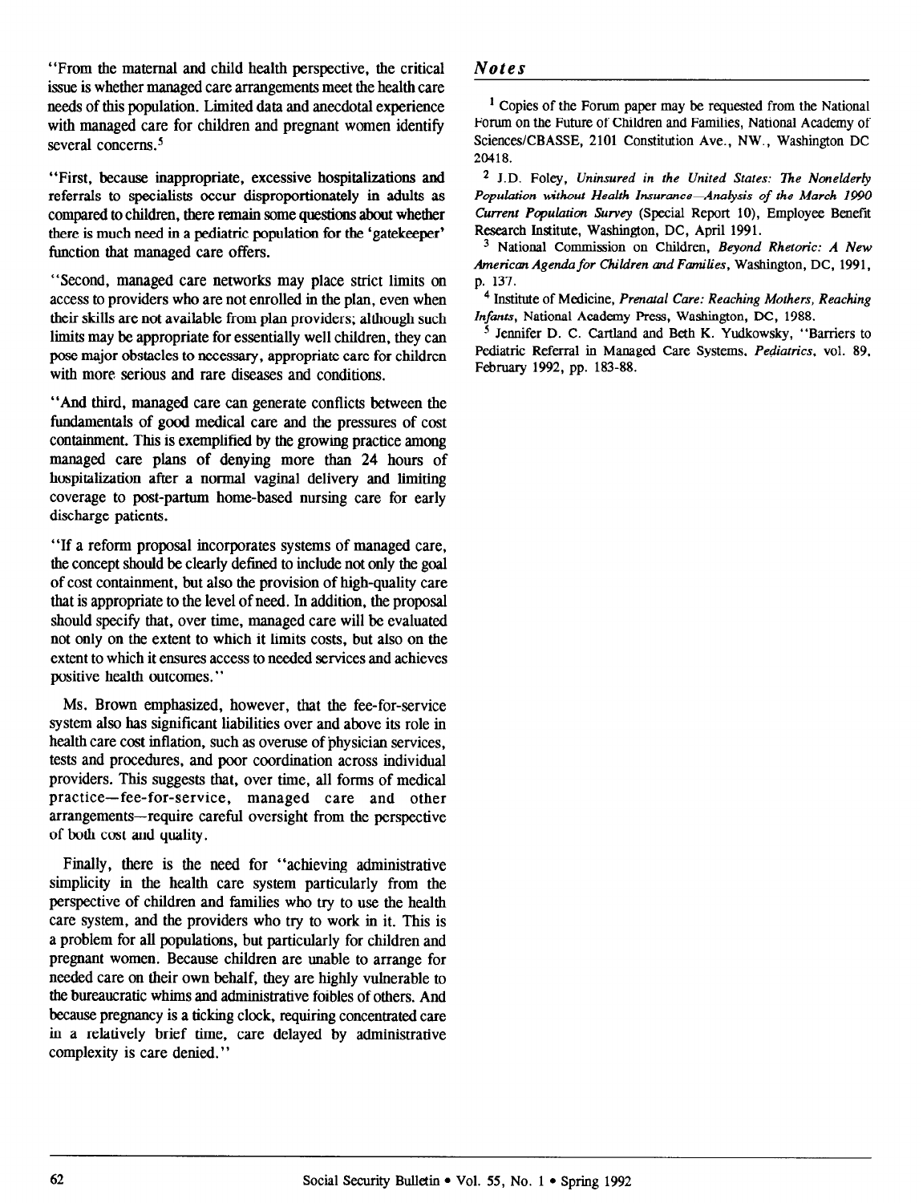"From the maternal and child health perspective, the critical issue is whether managed care arrangements meet the health care needs of this population. Limited data and anecdotal experience with managed care for children and pregnant women identify several concerns.[5]

"First, because inappropriate, excessive hospitalizations and referrals to specialists occur disproportionately in adults as compared to children, there remain some questions about whether there is much need in a pediatric population for the 'gatekeeper' function that managed care offers.

"Second, managed care networks may place strict limits on access to providers who are not enrolled in the plan, even when their skills are not available from plan providers; although such limits may be appropriate for essentially well children, they can pose major obstacles to necessary, appropriate care for children with more serious and rare diseases and conditions.

"And third, managed care can generate conflicts between the fundamentals of good medical care and the pressures of cost containment. This is exemplified by the growing practice among managed care plans of denying more than 24 hours of hospitalization after a normal vaginal delivery and limiting coverage to post-partum home-based nursing care for early discharge patients.

"If a reform proposal incorporates systems of managed care, the concept should be clearly defined to include not only the goal of cost containment, but also the provision of high-quality care that is appropriate to the level of need. In addition, the proposal should specify that, over time, managed care will be evaluated not only on the extent to which it limits costs, but also on the extent to which it ensures access to needed services and achieves positive health outcomes."

Ms. Brown emphasized, however, that the fee-for-service system also has significant liabilities over and above its role in health care cost inflation, such as overuse of physician services, tests and procedures, and poor coordination across individual providers. This suggests that, over time, all forms of medical practice—fee-for-service, managed care and other arrangements—require careful oversight from the perspective of both cost and quality.

Finally, there is the need for "achieving administrative simplicity in the health care system particularly from the perspective of children and families who try to use the health care system, and the providers who try to work in it. This is a problem for all populations, but particularly for children and pregnant women. Because children are unable to arrange for needed care on their own behalf, they are highly vulnerable to the bureaucratic whims and administrative foibles of others. And because pregnancy is a ticking clock, requiring concentrated care in a relatively brief time, care delayed by administrative complexity is care denied."

## *Notes*

[1] Copies of the Forum paper may be requested from the National Forum on the Future of Children and Families, National Academy of Sciences/CBASSE, 2101 Constitution Ave., NW., Washington DC 20418.

[2] J.D. Foley, *Uninsured in the United States: The Nonelderly Population without Health Insurance—Analysis of the March 1990 Current Population Survey* (Special Report 10), Employee Benefit Research Institute, Washington, DC, April 1991.

[3] National Commission on Children, *Beyond Rhetoric: A New American Agenda for Children and Families*, Washington, DC, 1991, p. 137.

[4] Institute of Medicine, *Prenatal Care: Reaching Mothers, Reaching Infants*, National Academy Press, Washington, DC, 1988.

[5] Jennifer D. C. Cartland and Beth K. Yudkowsky, "Barriers to Pediatric Referral in Managed Care Systems, *Pediatrics*, vol. 89, February 1992, pp. 183-88.